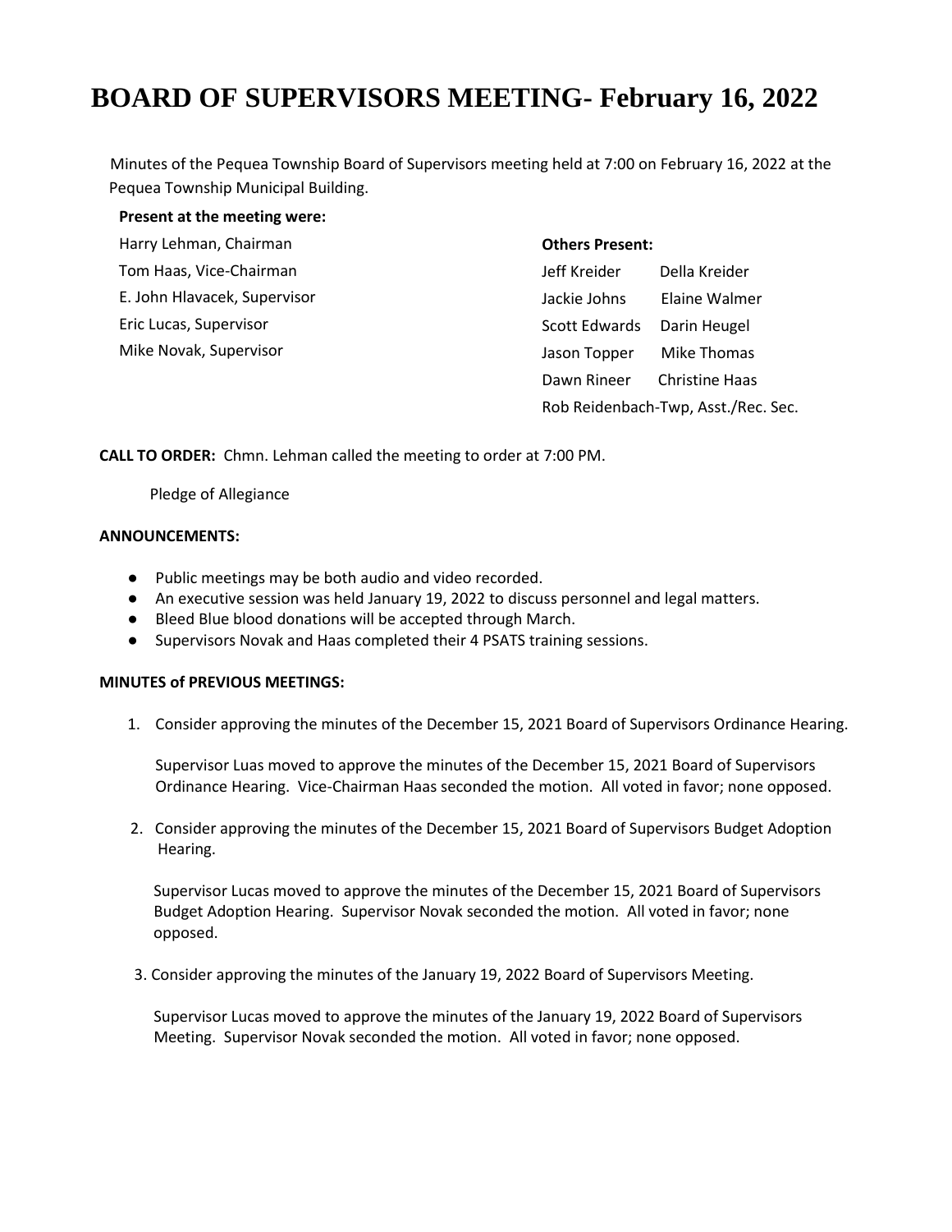// page 1 of 4 (doc 641903577f35) — two-column attendee layout merged into single-column reading order

# BOARD OF SUPERVISORS MEETING- February 16, 2022

Minutes of the Pequea Township Board of Supervisors meeting held at 7:00 on February 16, 2022 at the Pequea Township Municipal Building.

**Present at the meeting were:**

Harry Lehman, Chairman
Tom Haas, Vice-Chairman
E. John Hlavacek, Supervisor
Eric Lucas, Supervisor
Mike Novak, Supervisor

**Others Present:**

Jeff Kreider Della Kreider
Jackie Johns Elaine Walmer
Scott Edwards Darin Heugel
Jason Topper Mike Thomas
Dawn Rineer Christine Haas
Rob Reidenbach-Twp, Asst./Rec. Sec.

**CALL TO ORDER:** Chmn. Lehman called the meeting to order at 7:00 PM.

Pledge of Allegiance

**ANNOUNCEMENTS:**

- Public meetings may be both audio and video recorded.
- An executive session was held January 19, 2022 to discuss personnel and legal matters.
- Bleed Blue blood donations will be accepted through March.
- Supervisors Novak and Haas completed their 4 PSATS training sessions.

**MINUTES of PREVIOUS MEETINGS:**

1. Consider approving the minutes of the December 15, 2021 Board of Supervisors Ordinance Hearing.

   Supervisor Luas moved to approve the minutes of the December 15, 2021 Board of Supervisors Ordinance Hearing. Vice-Chairman Haas seconded the motion. All voted in favor; none opposed.

2. Consider approving the minutes of the December 15, 2021 Board of Supervisors Budget Adoption Hearing.

   Supervisor Lucas moved to approve the minutes of the December 15, 2021 Board of Supervisors Budget Adoption Hearing. Supervisor Novak seconded the motion. All voted in favor; none opposed.

3. Consider approving the minutes of the January 19, 2022 Board of Supervisors Meeting.

   Supervisor Lucas moved to approve the minutes of the January 19, 2022 Board of Supervisors Meeting. Supervisor Novak seconded the motion. All voted in favor; none opposed.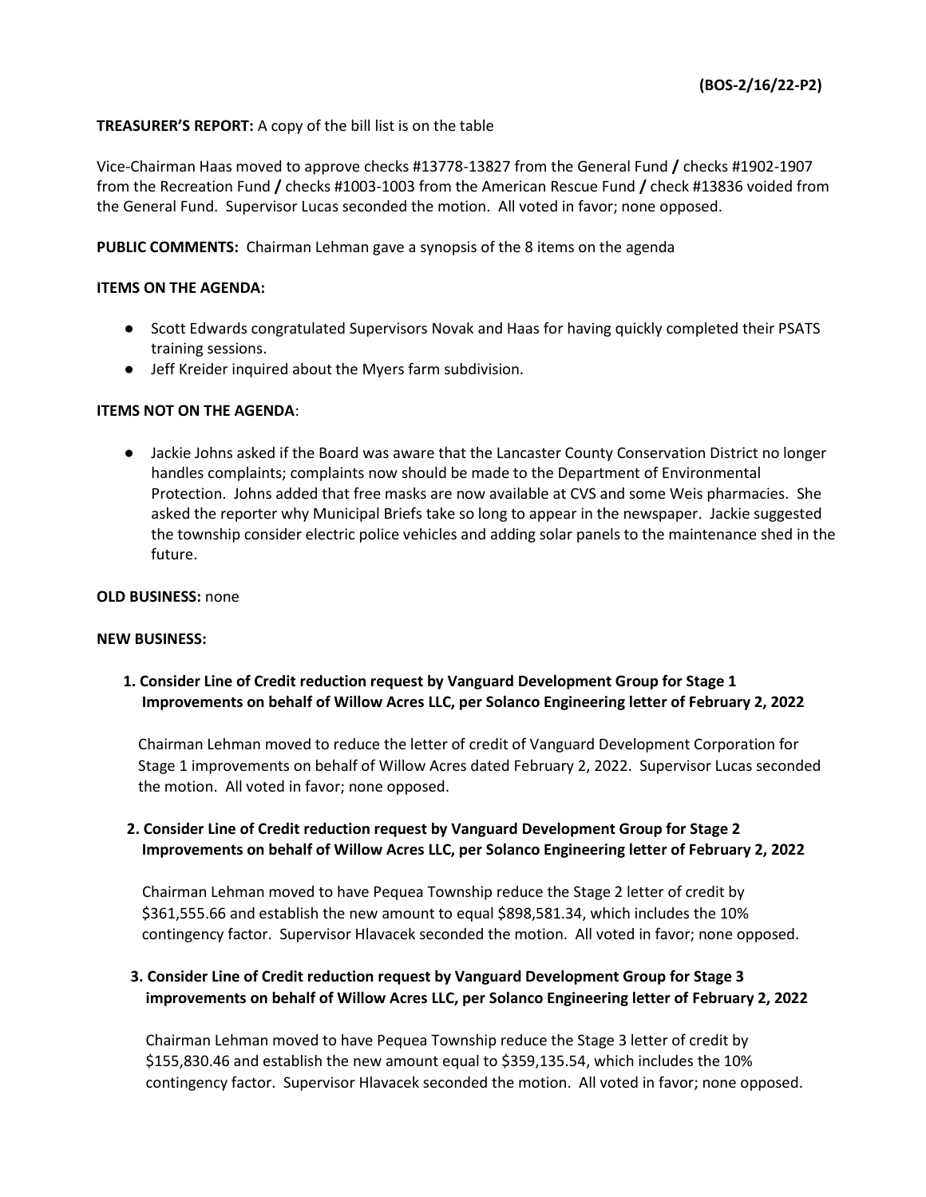**TREASURER'S REPORT:** A copy of the bill list is on the table

Vice-Chairman Haas moved to approve checks #13778-13827 from the General Fund **/** checks #1902-1907 from the Recreation Fund **/** checks #1003-1003 from the American Rescue Fund **/** check #13836 voided from the General Fund. Supervisor Lucas seconded the motion. All voted in favor; none opposed.

**PUBLIC COMMENTS:** Chairman Lehman gave a synopsis of the 8 items on the agenda

**ITEMS ON THE AGENDA:**

- Scott Edwards congratulated Supervisors Novak and Haas for having quickly completed their PSATS training sessions.
- Jeff Kreider inquired about the Myers farm subdivision.

**ITEMS NOT ON THE AGENDA**:

- Jackie Johns asked if the Board was aware that the Lancaster County Conservation District no longer handles complaints; complaints now should be made to the Department of Environmental Protection. Johns added that free masks are now available at CVS and some Weis pharmacies. She asked the reporter why Municipal Briefs take so long to appear in the newspaper. Jackie suggested the township consider electric police vehicles and adding solar panels to the maintenance shed in the future.

**OLD BUSINESS:** none

**NEW BUSINESS:**

**1. Consider Line of Credit reduction request by Vanguard Development Group for Stage 1 Improvements on behalf of Willow Acres LLC, per Solanco Engineering letter of February 2, 2022**

Chairman Lehman moved to reduce the letter of credit of Vanguard Development Corporation for Stage 1 improvements on behalf of Willow Acres dated February 2, 2022. Supervisor Lucas seconded the motion. All voted in favor; none opposed.

**2. Consider Line of Credit reduction request by Vanguard Development Group for Stage 2 Improvements on behalf of Willow Acres LLC, per Solanco Engineering letter of February 2, 2022**

Chairman Lehman moved to have Pequea Township reduce the Stage 2 letter of credit by $361,555.66 and establish the new amount to equal $898,581.34, which includes the 10% contingency factor. Supervisor Hlavacek seconded the motion. All voted in favor; none opposed.

**3. Consider Line of Credit reduction request by Vanguard Development Group for Stage 3 improvements on behalf of Willow Acres LLC, per Solanco Engineering letter of February 2, 2022**

Chairman Lehman moved to have Pequea Township reduce the Stage 3 letter of credit by $155,830.46 and establish the new amount equal to $359,135.54, which includes the 10% contingency factor. Supervisor Hlavacek seconded the motion. All voted in favor; none opposed.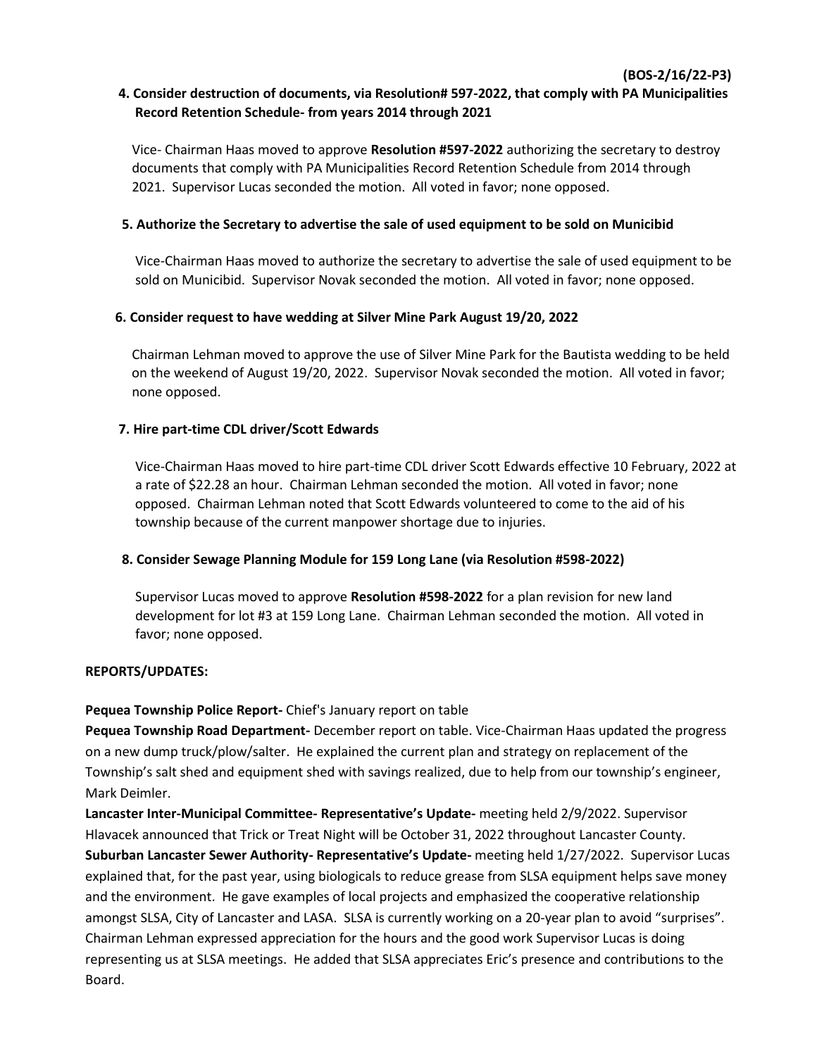**4. Consider destruction of documents, via Resolution# 597-2022, that comply with PA Municipalities Record Retention Schedule- from years 2014 through 2021**

Vice- Chairman Haas moved to approve **Resolution #597-2022** authorizing the secretary to destroy documents that comply with PA Municipalities Record Retention Schedule from 2014 through 2021. Supervisor Lucas seconded the motion. All voted in favor; none opposed.

**5. Authorize the Secretary to advertise the sale of used equipment to be sold on Municibid**

Vice-Chairman Haas moved to authorize the secretary to advertise the sale of used equipment to be sold on Municibid. Supervisor Novak seconded the motion. All voted in favor; none opposed.

**6. Consider request to have wedding at Silver Mine Park August 19/20, 2022**

Chairman Lehman moved to approve the use of Silver Mine Park for the Bautista wedding to be held on the weekend of August 19/20, 2022. Supervisor Novak seconded the motion. All voted in favor; none opposed.

**7. Hire part-time CDL driver/Scott Edwards**

Vice-Chairman Haas moved to hire part-time CDL driver Scott Edwards effective 10 February, 2022 at a rate of $22.28 an hour. Chairman Lehman seconded the motion. All voted in favor; none opposed. Chairman Lehman noted that Scott Edwards volunteered to come to the aid of his township because of the current manpower shortage due to injuries.

**8. Consider Sewage Planning Module for 159 Long Lane (via Resolution #598-2022)**

Supervisor Lucas moved to approve **Resolution #598-2022** for a plan revision for new land development for lot #3 at 159 Long Lane. Chairman Lehman seconded the motion. All voted in favor; none opposed.

**REPORTS/UPDATES:**

**Pequea Township Police Report-** Chief's January report on table

**Pequea Township Road Department-** December report on table. Vice-Chairman Haas updated the progress on a new dump truck/plow/salter. He explained the current plan and strategy on replacement of the Township's salt shed and equipment shed with savings realized, due to help from our township's engineer, Mark Deimler.

**Lancaster Inter-Municipal Committee- Representative's Update-** meeting held 2/9/2022. Supervisor Hlavacek announced that Trick or Treat Night will be October 31, 2022 throughout Lancaster County.

**Suburban Lancaster Sewer Authority- Representative's Update-** meeting held 1/27/2022. Supervisor Lucas explained that, for the past year, using biologicals to reduce grease from SLSA equipment helps save money and the environment. He gave examples of local projects and emphasized the cooperative relationship amongst SLSA, City of Lancaster and LASA. SLSA is currently working on a 20-year plan to avoid "surprises". Chairman Lehman expressed appreciation for the hours and the good work Supervisor Lucas is doing representing us at SLSA meetings. He added that SLSA appreciates Eric's presence and contributions to the Board.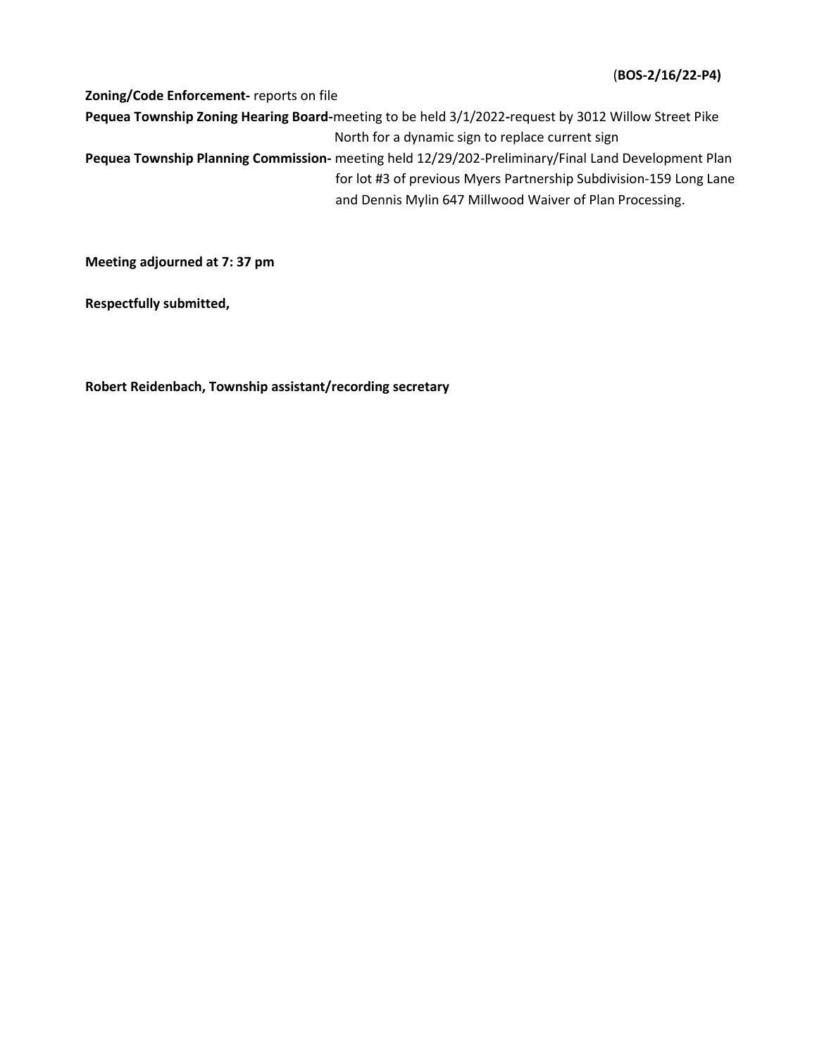**Zoning/Code Enforcement-** reports on file

**Pequea Township Zoning Hearing Board-**meeting to be held 3/1/2022-request by 3012 Willow Street Pike North for a dynamic sign to replace current sign

**Pequea Township Planning Commission-** meeting held 12/29/202-Preliminary/Final Land Development Plan for lot #3 of previous Myers Partnership Subdivision-159 Long Lane and Dennis Mylin 647 Millwood Waiver of Plan Processing.

**Meeting adjourned at 7: 37 pm**

**Respectfully submitted,**

**Robert Reidenbach, Township assistant/recording secretary**